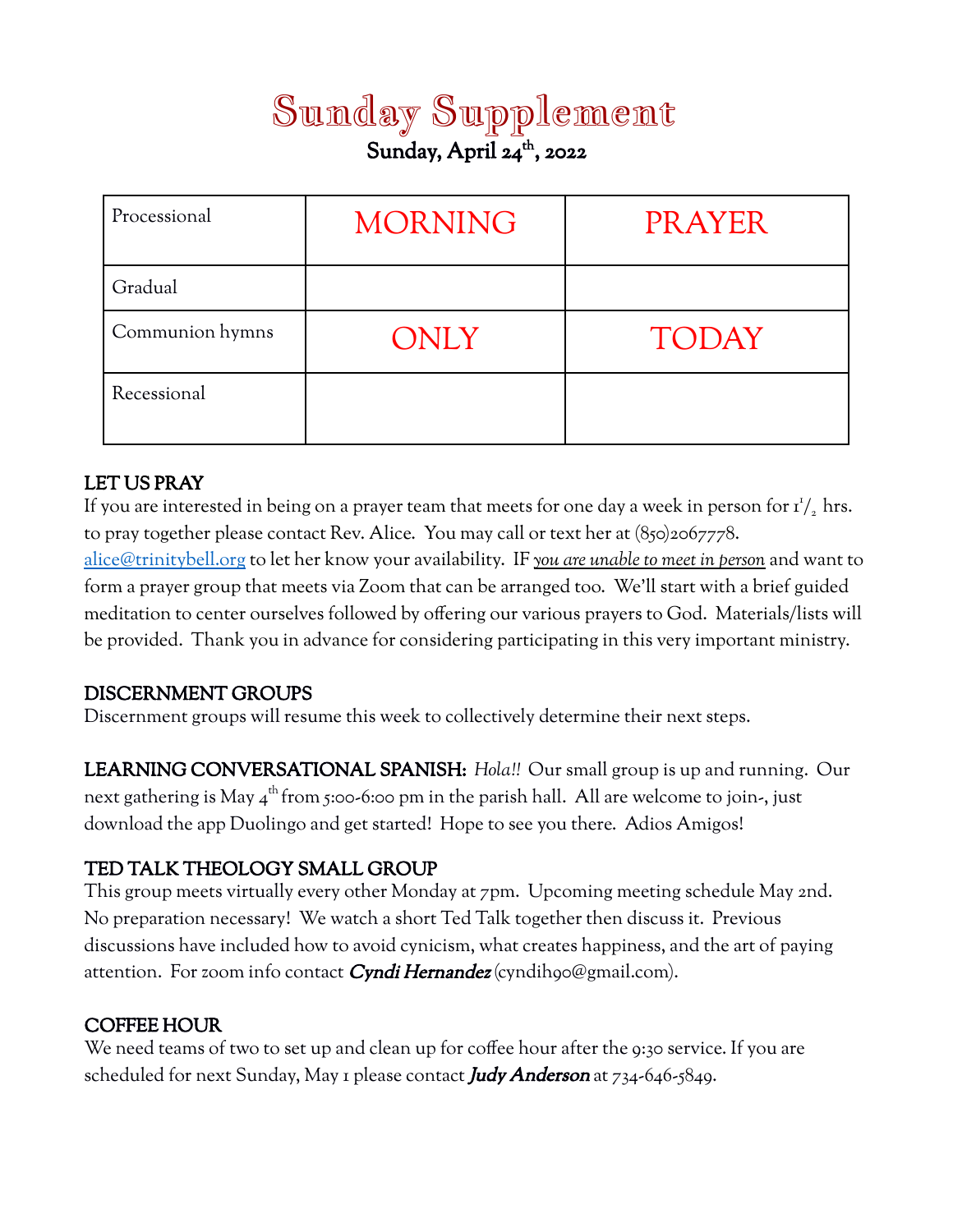# Sunday Supplement

**Sunday, April 24th, 2022**

| | | |
|---|---|---|
| Processional | MORNING | PRAYER |
| Gradual | | |
| Communion hymns | ONLY | TODAY |
| Recessional | | |

## LET US PRAY

If you are interested in being on a prayer team that meets for one day a week in person for 1½ hrs. to pray together please contact Rev. Alice. You may call or text her at (850)2067778. alice@trinitybell.org to let her know your availability. IF *you are unable to meet in person* and want to form a prayer group that meets via Zoom that can be arranged too. We'll start with a brief guided meditation to center ourselves followed by offering our various prayers to God. Materials/lists will be provided. Thank you in advance for considering participating in this very important ministry.

## DISCERNMENT GROUPS

Discernment groups will resume this week to collectively determine their next steps.

**LEARNING CONVERSATIONAL SPANISH:** *Hola!!* Our small group is up and running. Our next gathering is May 4th from 5:00-6:00 pm in the parish hall. All are welcome to join-, just download the app Duolingo and get started! Hope to see you there. Adios Amigos!

## TED TALK THEOLOGY SMALL GROUP

This group meets virtually every other Monday at 7pm. Upcoming meeting schedule May 2nd. No preparation necessary! We watch a short Ted Talk together then discuss it. Previous discussions have included how to avoid cynicism, what creates happiness, and the art of paying attention. For zoom info contact ***Cyndi Hernandez*** (cyndih90@gmail.com).

## COFFEE HOUR

We need teams of two to set up and clean up for coffee hour after the 9:30 service. If you are scheduled for next Sunday, May 1 please contact ***Judy Anderson*** at 734-646-5849.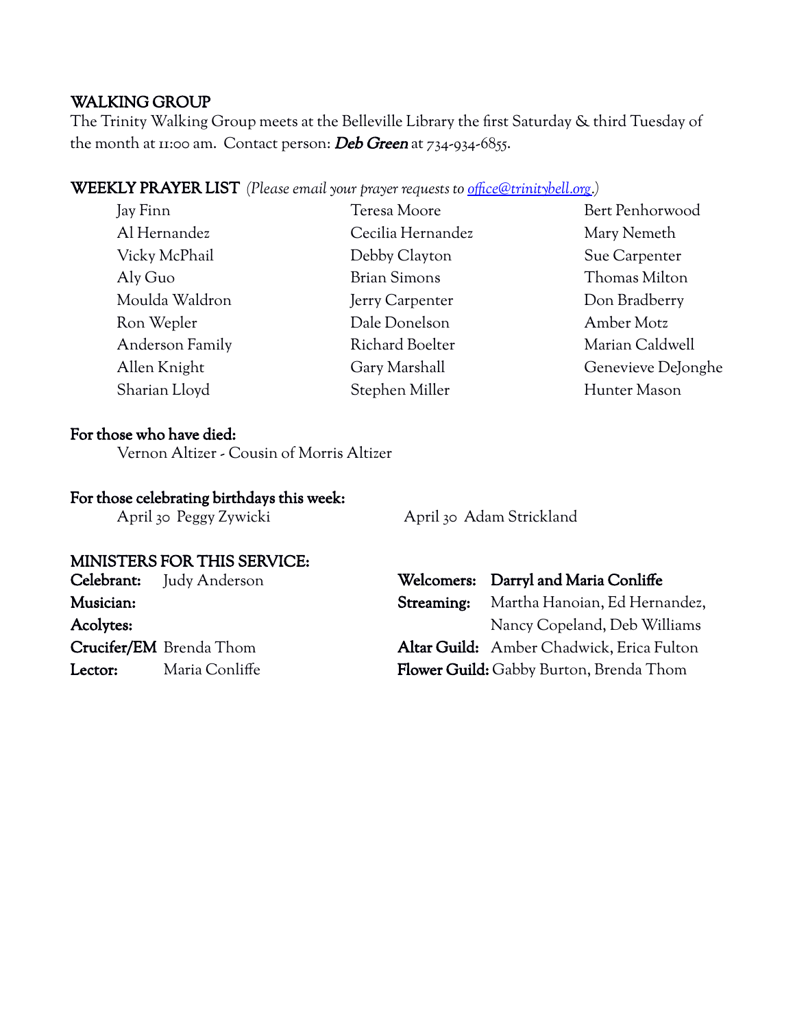## WALKING GROUP

The Trinity Walking Group meets at the Belleville Library the first Saturday & third Tuesday of the month at 11:00 am. Contact person: ***Deb Green*** at 734-934-6855.

## WEEKLY PRAYER LIST *(Please email your prayer requests to office@trinitybell.org.)*

| | | |
|---|---|---|
| Jay Finn | Teresa Moore | Bert Penhorwood |
| Al Hernandez | Cecilia Hernandez | Mary Nemeth |
| Vicky McPhail | Debby Clayton | Sue Carpenter |
| Aly Guo | Brian Simons | Thomas Milton |
| Moulda Waldron | Jerry Carpenter | Don Bradberry |
| Ron Wepler | Dale Donelson | Amber Motz |
| Anderson Family | Richard Boelter | Marian Caldwell |
| Allen Knight | Gary Marshall | Genevieve DeJonghe |
| Sharian Lloyd | Stephen Miller | Hunter Mason |

## For those who have died:

Vernon Altizer - Cousin of Morris Altizer

## For those celebrating birthdays this week:

April 30 Peggy Zywicki

April 30 Adam Strickland

## MINISTERS FOR THIS SERVICE:

**Celebrant:** Judy Anderson

**Musician:**

**Acolytes:**

**Crucifer/EM** Brenda Thom

**Lector:** Maria Conliffe

**Welcomers:** **Darryl and Maria Conliffe**

**Streaming:** Martha Hanoian, Ed Hernandez, Nancy Copeland, Deb Williams

**Altar Guild:** Amber Chadwick, Erica Fulton

**Flower Guild:** Gabby Burton, Brenda Thom